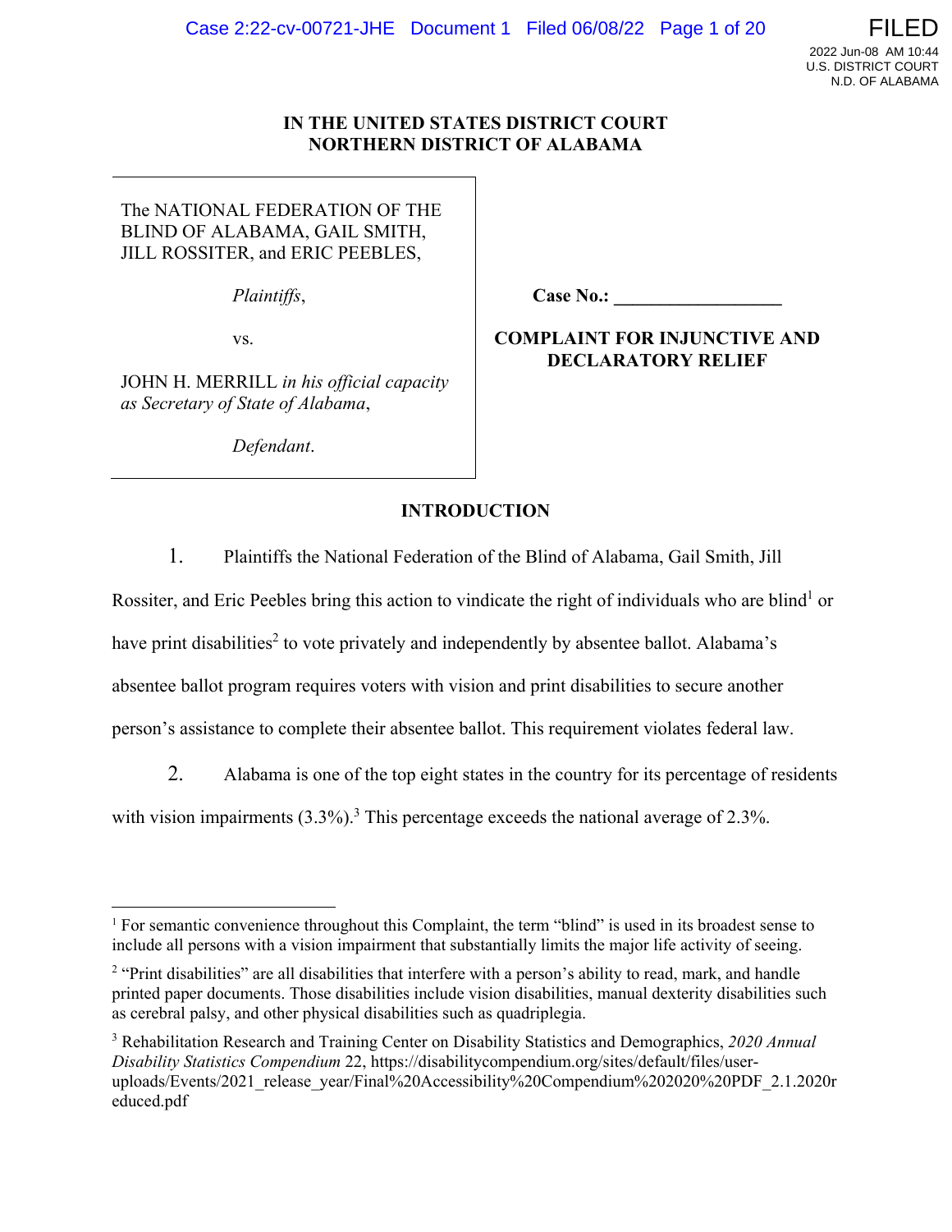# IN THE UNITED STATES DISTRICT COURT
# NORTHERN DISTRICT OF ALABAMA

The NATIONAL FEDERATION OF THE BLIND OF ALABAMA, GAIL SMITH, JILL ROSSITER, and ERIC PEEBLES,

*Plaintiffs*,

vs.

JOHN H. MERRILL *in his official capacity as Secretary of State of Alabama*,

*Defendant*.

**Case No.: \_\_\_\_\_\_\_\_\_\_\_\_\_\_\_\_\_\_**

**COMPLAINT FOR INJUNCTIVE AND DECLARATORY RELIEF**

## INTRODUCTION

1. Plaintiffs the National Federation of the Blind of Alabama, Gail Smith, Jill Rossiter, and Eric Peebles bring this action to vindicate the right of individuals who are blind[1] or have print disabilities[2] to vote privately and independently by absentee ballot. Alabama's absentee ballot program requires voters with vision and print disabilities to secure another person's assistance to complete their absentee ballot. This requirement violates federal law.

2. Alabama is one of the top eight states in the country for its percentage of residents with vision impairments (3.3%).[3] This percentage exceeds the national average of 2.3%.

---

[1] For semantic convenience throughout this Complaint, the term "blind" is used in its broadest sense to include all persons with a vision impairment that substantially limits the major life activity of seeing.

[2] "Print disabilities" are all disabilities that interfere with a person's ability to read, mark, and handle printed paper documents. Those disabilities include vision disabilities, manual dexterity disabilities such as cerebral palsy, and other physical disabilities such as quadriplegia.

[3] Rehabilitation Research and Training Center on Disability Statistics and Demographics, *2020 Annual Disability Statistics Compendium* 22, https://disabilitycompendium.org/sites/default/files/user-uploads/Events/2021_release_year/Final%20Accessibility%20Compendium%202020%20PDF_2.1.2020reduced.pdf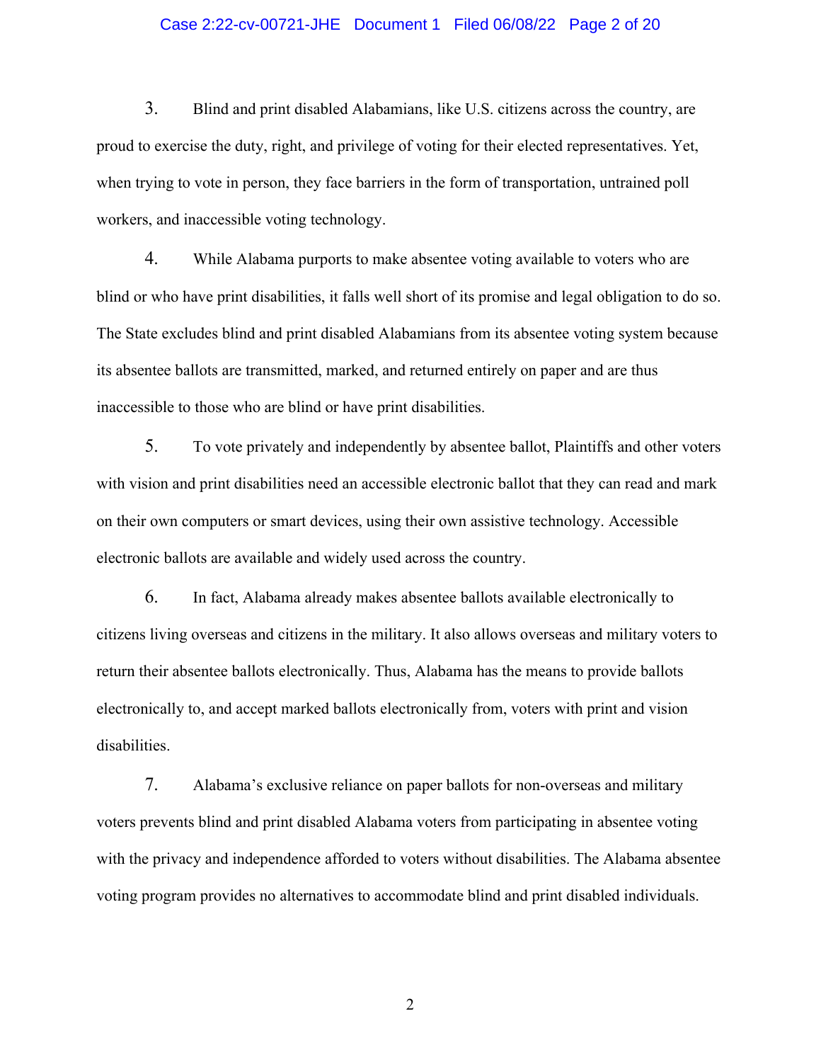3. Blind and print disabled Alabamians, like U.S. citizens across the country, are proud to exercise the duty, right, and privilege of voting for their elected representatives. Yet, when trying to vote in person, they face barriers in the form of transportation, untrained poll workers, and inaccessible voting technology.

4. While Alabama purports to make absentee voting available to voters who are blind or who have print disabilities, it falls well short of its promise and legal obligation to do so. The State excludes blind and print disabled Alabamians from its absentee voting system because its absentee ballots are transmitted, marked, and returned entirely on paper and are thus inaccessible to those who are blind or have print disabilities.

5. To vote privately and independently by absentee ballot, Plaintiffs and other voters with vision and print disabilities need an accessible electronic ballot that they can read and mark on their own computers or smart devices, using their own assistive technology. Accessible electronic ballots are available and widely used across the country.

6. In fact, Alabama already makes absentee ballots available electronically to citizens living overseas and citizens in the military. It also allows overseas and military voters to return their absentee ballots electronically. Thus, Alabama has the means to provide ballots electronically to, and accept marked ballots electronically from, voters with print and vision disabilities.

7. Alabama's exclusive reliance on paper ballots for non-overseas and military voters prevents blind and print disabled Alabama voters from participating in absentee voting with the privacy and independence afforded to voters without disabilities. The Alabama absentee voting program provides no alternatives to accommodate blind and print disabled individuals.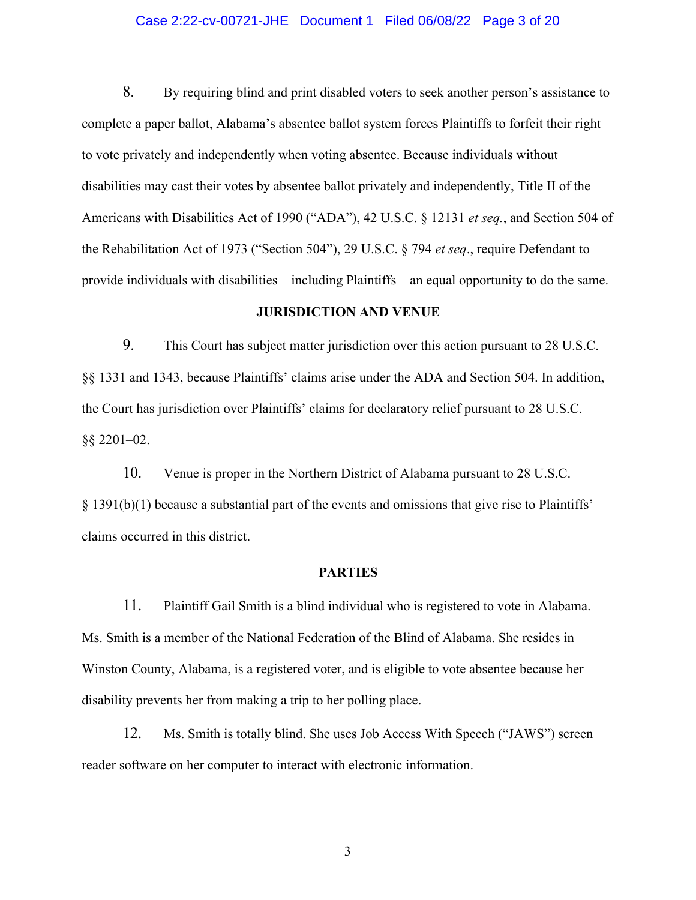8. By requiring blind and print disabled voters to seek another person's assistance to complete a paper ballot, Alabama's absentee ballot system forces Plaintiffs to forfeit their right to vote privately and independently when voting absentee. Because individuals without disabilities may cast their votes by absentee ballot privately and independently, Title II of the Americans with Disabilities Act of 1990 ("ADA"), 42 U.S.C. § 12131 *et seq.*, and Section 504 of the Rehabilitation Act of 1973 ("Section 504"), 29 U.S.C. § 794 *et seq*., require Defendant to provide individuals with disabilities—including Plaintiffs—an equal opportunity to do the same.

## JURISDICTION AND VENUE

9. This Court has subject matter jurisdiction over this action pursuant to 28 U.S.C. §§ 1331 and 1343, because Plaintiffs' claims arise under the ADA and Section 504. In addition, the Court has jurisdiction over Plaintiffs' claims for declaratory relief pursuant to 28 U.S.C. §§ 2201–02.

10. Venue is proper in the Northern District of Alabama pursuant to 28 U.S.C. § 1391(b)(1) because a substantial part of the events and omissions that give rise to Plaintiffs' claims occurred in this district.

## PARTIES

11. Plaintiff Gail Smith is a blind individual who is registered to vote in Alabama. Ms. Smith is a member of the National Federation of the Blind of Alabama. She resides in Winston County, Alabama, is a registered voter, and is eligible to vote absentee because her disability prevents her from making a trip to her polling place.

12. Ms. Smith is totally blind. She uses Job Access With Speech ("JAWS") screen reader software on her computer to interact with electronic information.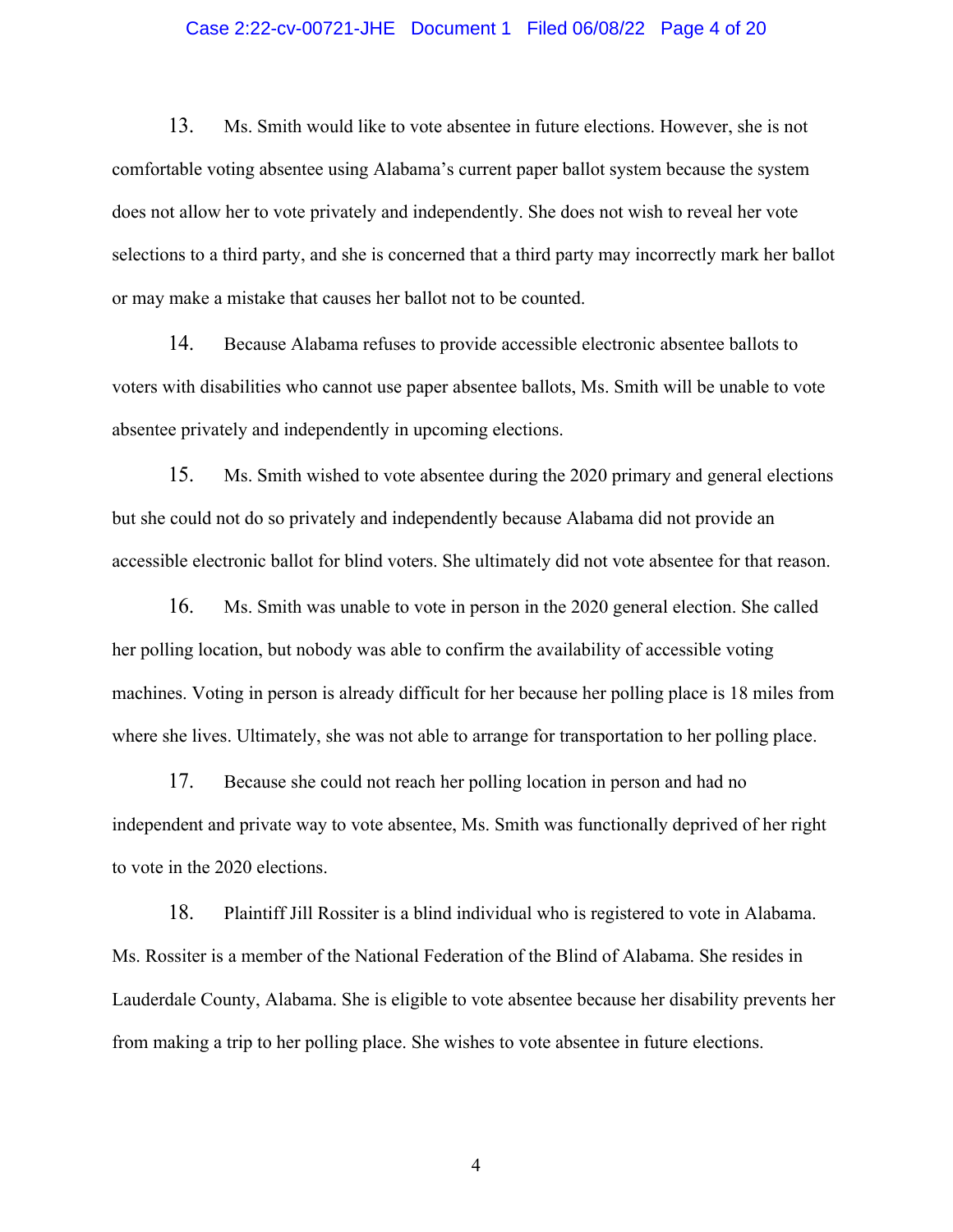13. Ms. Smith would like to vote absentee in future elections. However, she is not comfortable voting absentee using Alabama's current paper ballot system because the system does not allow her to vote privately and independently. She does not wish to reveal her vote selections to a third party, and she is concerned that a third party may incorrectly mark her ballot or may make a mistake that causes her ballot not to be counted.

14. Because Alabama refuses to provide accessible electronic absentee ballots to voters with disabilities who cannot use paper absentee ballots, Ms. Smith will be unable to vote absentee privately and independently in upcoming elections.

15. Ms. Smith wished to vote absentee during the 2020 primary and general elections but she could not do so privately and independently because Alabama did not provide an accessible electronic ballot for blind voters. She ultimately did not vote absentee for that reason.

16. Ms. Smith was unable to vote in person in the 2020 general election. She called her polling location, but nobody was able to confirm the availability of accessible voting machines. Voting in person is already difficult for her because her polling place is 18 miles from where she lives. Ultimately, she was not able to arrange for transportation to her polling place.

17. Because she could not reach her polling location in person and had no independent and private way to vote absentee, Ms. Smith was functionally deprived of her right to vote in the 2020 elections.

18. Plaintiff Jill Rossiter is a blind individual who is registered to vote in Alabama. Ms. Rossiter is a member of the National Federation of the Blind of Alabama. She resides in Lauderdale County, Alabama. She is eligible to vote absentee because her disability prevents her from making a trip to her polling place. She wishes to vote absentee in future elections.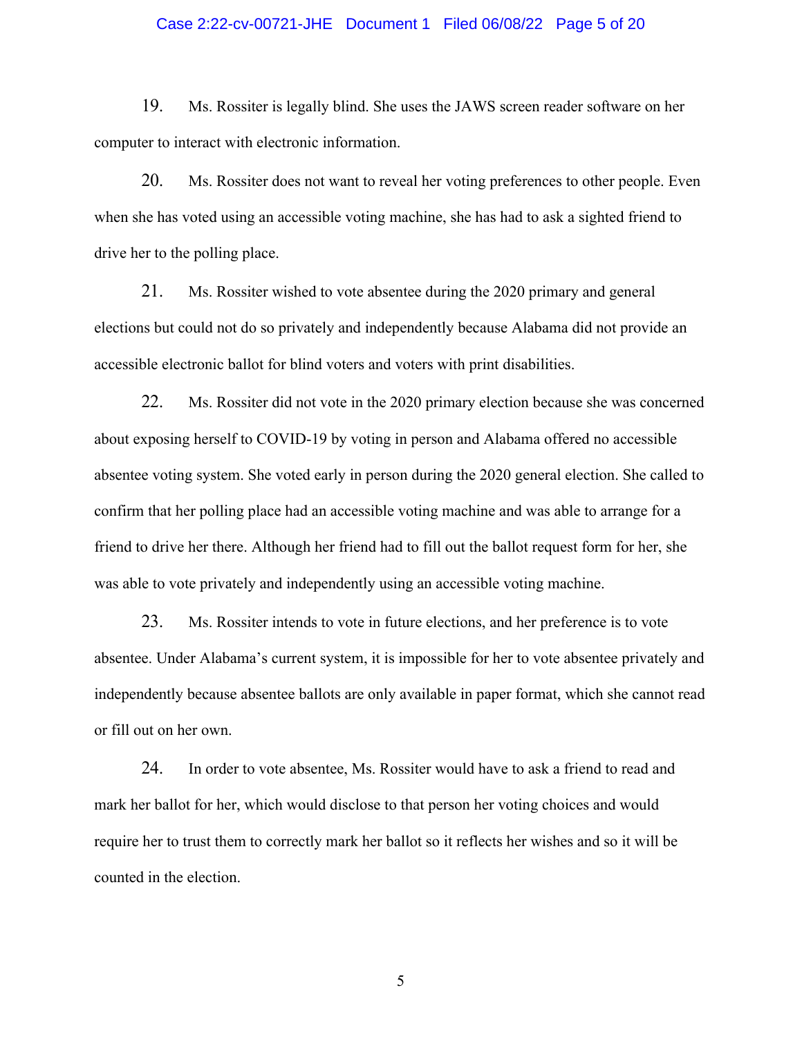19. Ms. Rossiter is legally blind. She uses the JAWS screen reader software on her computer to interact with electronic information.

20. Ms. Rossiter does not want to reveal her voting preferences to other people. Even when she has voted using an accessible voting machine, she has had to ask a sighted friend to drive her to the polling place.

21. Ms. Rossiter wished to vote absentee during the 2020 primary and general elections but could not do so privately and independently because Alabama did not provide an accessible electronic ballot for blind voters and voters with print disabilities.

22. Ms. Rossiter did not vote in the 2020 primary election because she was concerned about exposing herself to COVID-19 by voting in person and Alabama offered no accessible absentee voting system. She voted early in person during the 2020 general election. She called to confirm that her polling place had an accessible voting machine and was able to arrange for a friend to drive her there. Although her friend had to fill out the ballot request form for her, she was able to vote privately and independently using an accessible voting machine.

23. Ms. Rossiter intends to vote in future elections, and her preference is to vote absentee. Under Alabama's current system, it is impossible for her to vote absentee privately and independently because absentee ballots are only available in paper format, which she cannot read or fill out on her own.

24. In order to vote absentee, Ms. Rossiter would have to ask a friend to read and mark her ballot for her, which would disclose to that person her voting choices and would require her to trust them to correctly mark her ballot so it reflects her wishes and so it will be counted in the election.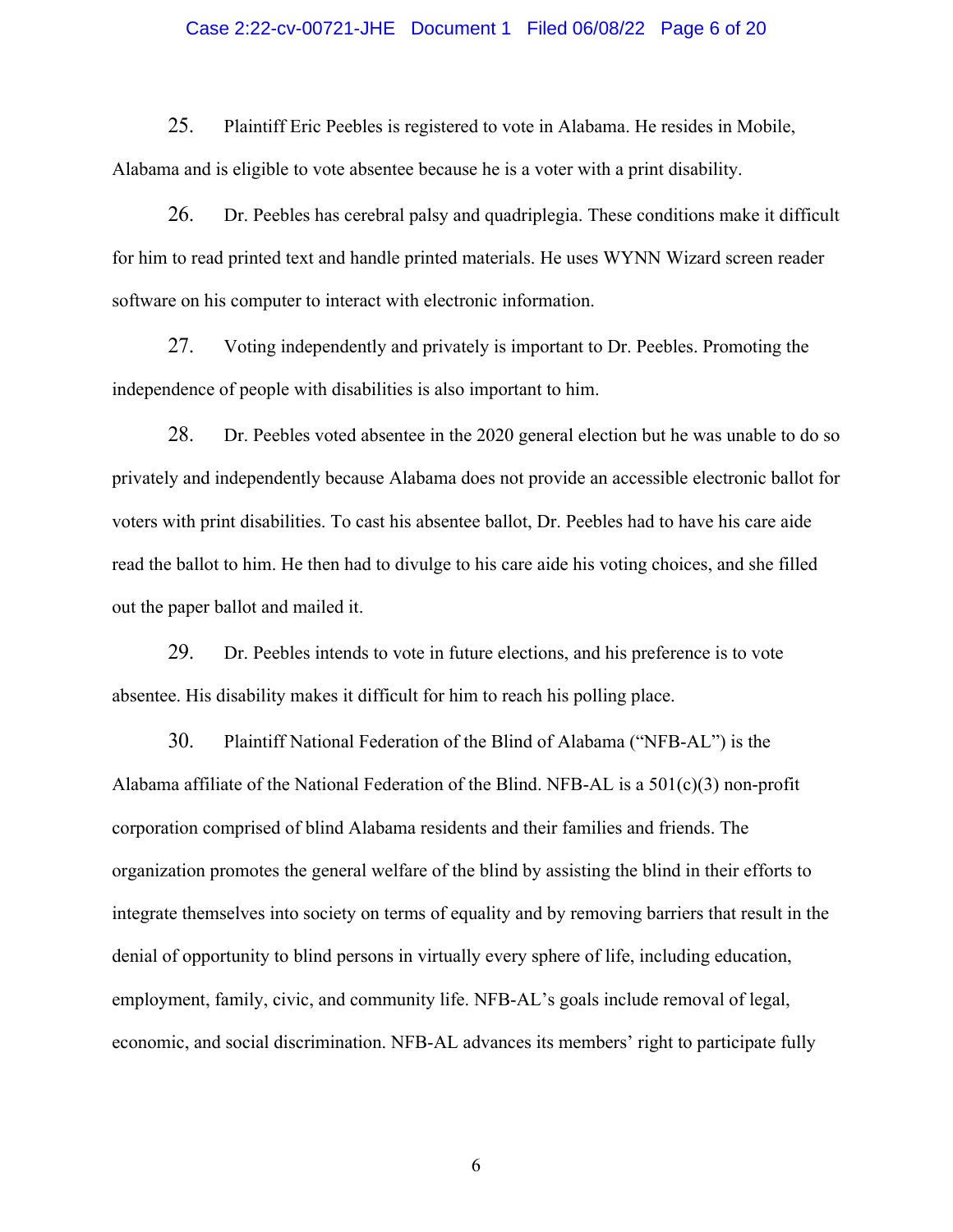25. Plaintiff Eric Peebles is registered to vote in Alabama. He resides in Mobile, Alabama and is eligible to vote absentee because he is a voter with a print disability.

26. Dr. Peebles has cerebral palsy and quadriplegia. These conditions make it difficult for him to read printed text and handle printed materials. He uses WYNN Wizard screen reader software on his computer to interact with electronic information.

27. Voting independently and privately is important to Dr. Peebles. Promoting the independence of people with disabilities is also important to him.

28. Dr. Peebles voted absentee in the 2020 general election but he was unable to do so privately and independently because Alabama does not provide an accessible electronic ballot for voters with print disabilities. To cast his absentee ballot, Dr. Peebles had to have his care aide read the ballot to him. He then had to divulge to his care aide his voting choices, and she filled out the paper ballot and mailed it.

29. Dr. Peebles intends to vote in future elections, and his preference is to vote absentee. His disability makes it difficult for him to reach his polling place.

30. Plaintiff National Federation of the Blind of Alabama ("NFB-AL") is the Alabama affiliate of the National Federation of the Blind. NFB-AL is a 501(c)(3) non-profit corporation comprised of blind Alabama residents and their families and friends. The organization promotes the general welfare of the blind by assisting the blind in their efforts to integrate themselves into society on terms of equality and by removing barriers that result in the denial of opportunity to blind persons in virtually every sphere of life, including education, employment, family, civic, and community life. NFB-AL's goals include removal of legal, economic, and social discrimination. NFB-AL advances its members' right to participate fully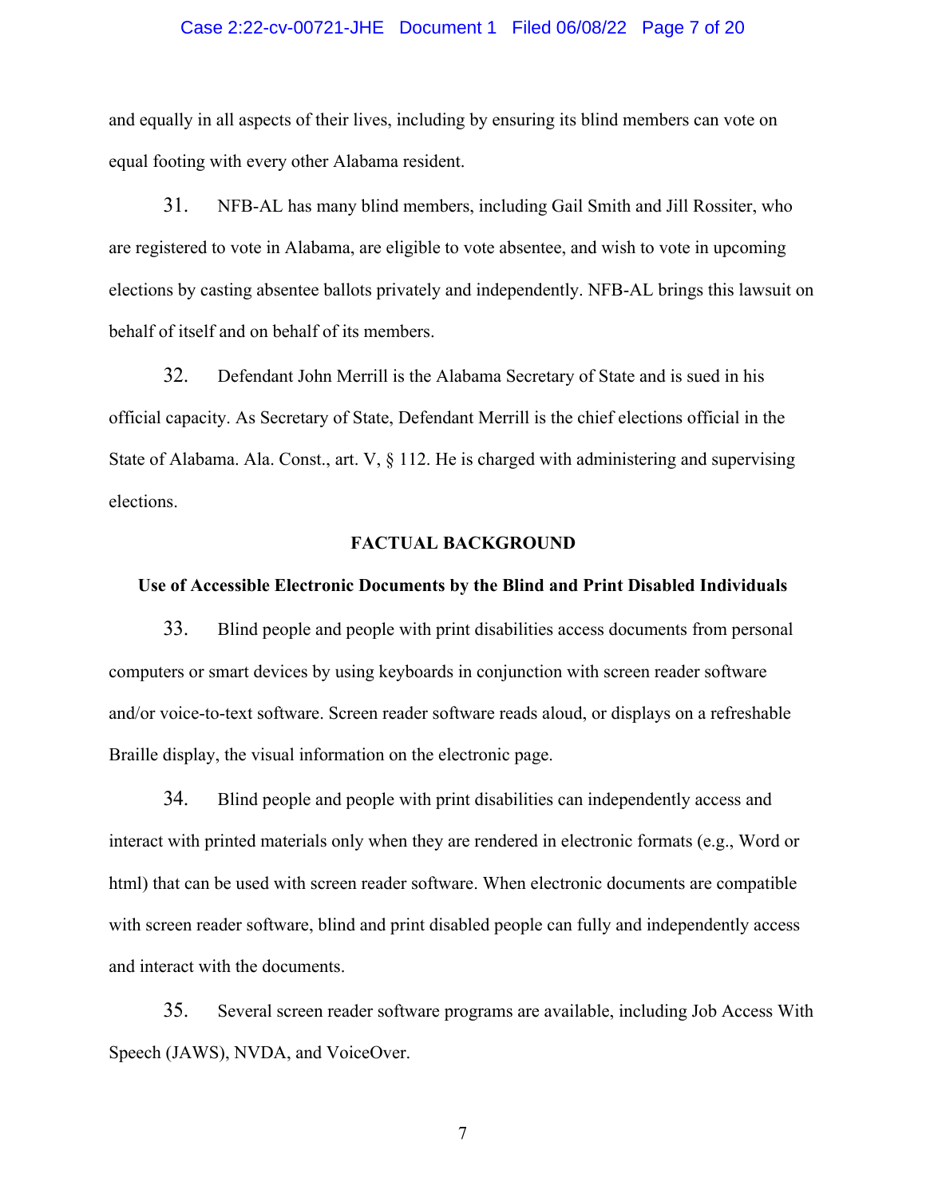and equally in all aspects of their lives, including by ensuring its blind members can vote on equal footing with every other Alabama resident.

31. NFB-AL has many blind members, including Gail Smith and Jill Rossiter, who are registered to vote in Alabama, are eligible to vote absentee, and wish to vote in upcoming elections by casting absentee ballots privately and independently. NFB-AL brings this lawsuit on behalf of itself and on behalf of its members.

32. Defendant John Merrill is the Alabama Secretary of State and is sued in his official capacity. As Secretary of State, Defendant Merrill is the chief elections official in the State of Alabama. Ala. Const., art. V, § 112. He is charged with administering and supervising elections.

## FACTUAL BACKGROUND

### Use of Accessible Electronic Documents by the Blind and Print Disabled Individuals

33. Blind people and people with print disabilities access documents from personal computers or smart devices by using keyboards in conjunction with screen reader software and/or voice-to-text software. Screen reader software reads aloud, or displays on a refreshable Braille display, the visual information on the electronic page.

34. Blind people and people with print disabilities can independently access and interact with printed materials only when they are rendered in electronic formats (e.g., Word or html) that can be used with screen reader software. When electronic documents are compatible with screen reader software, blind and print disabled people can fully and independently access and interact with the documents.

35. Several screen reader software programs are available, including Job Access With Speech (JAWS), NVDA, and VoiceOver.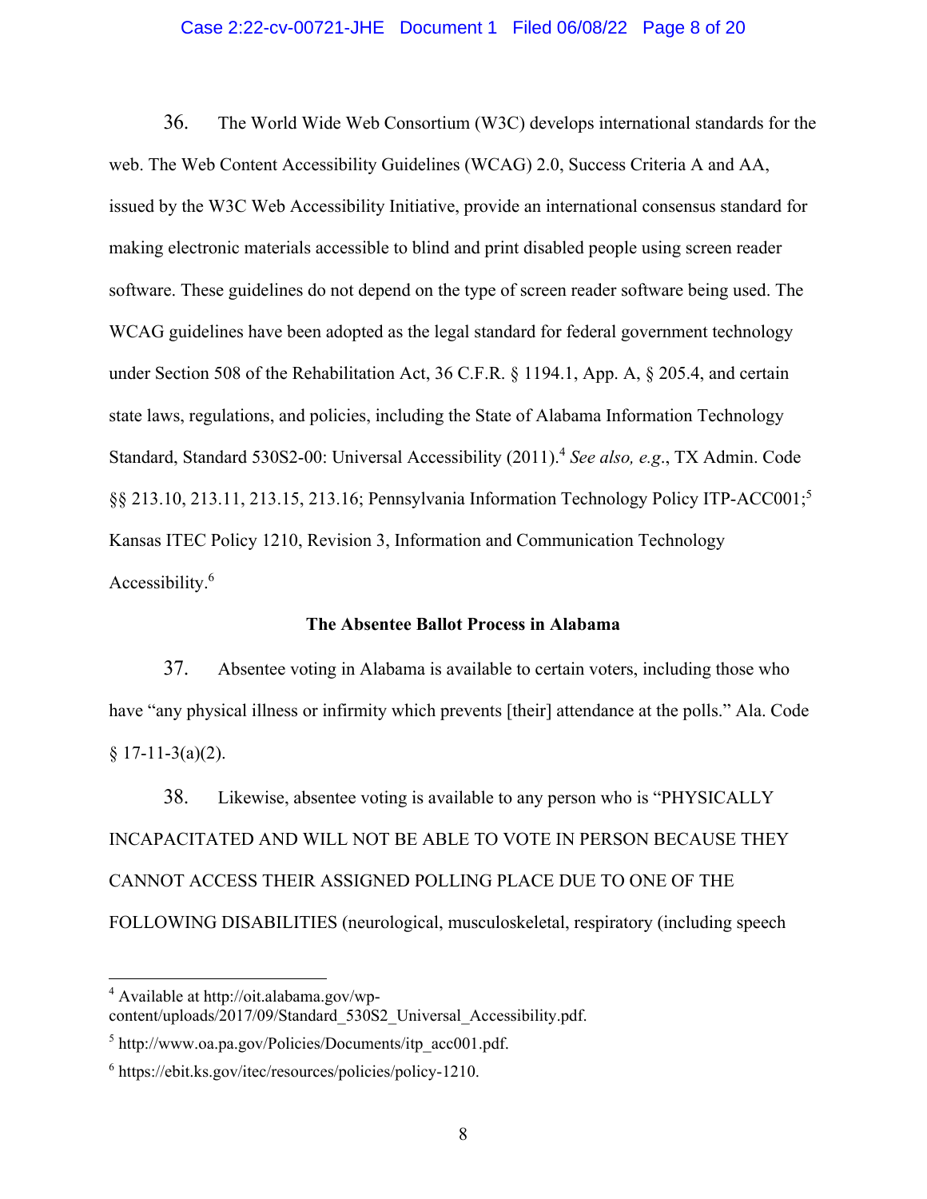36. The World Wide Web Consortium (W3C) develops international standards for the web. The Web Content Accessibility Guidelines (WCAG) 2.0, Success Criteria A and AA, issued by the W3C Web Accessibility Initiative, provide an international consensus standard for making electronic materials accessible to blind and print disabled people using screen reader software. These guidelines do not depend on the type of screen reader software being used. The WCAG guidelines have been adopted as the legal standard for federal government technology under Section 508 of the Rehabilitation Act, 36 C.F.R. § 1194.1, App. A, § 205.4, and certain state laws, regulations, and policies, including the State of Alabama Information Technology Standard, Standard 530S2-00: Universal Accessibility (2011).[4] *See also, e.g.*, TX Admin. Code §§ 213.10, 213.11, 213.15, 213.16; Pennsylvania Information Technology Policy ITP-ACC001;[5] Kansas ITEC Policy 1210, Revision 3, Information and Communication Technology Accessibility.[6]

**The Absentee Ballot Process in Alabama**

37. Absentee voting in Alabama is available to certain voters, including those who have "any physical illness or infirmity which prevents [their] attendance at the polls." Ala. Code § 17-11-3(a)(2).

38. Likewise, absentee voting is available to any person who is "PHYSICALLY INCAPACITATED AND WILL NOT BE ABLE TO VOTE IN PERSON BECAUSE THEY CANNOT ACCESS THEIR ASSIGNED POLLING PLACE DUE TO ONE OF THE FOLLOWING DISABILITIES (neurological, musculoskeletal, respiratory (including speech

---

[4] Available at http://oit.alabama.gov/wp-content/uploads/2017/09/Standard_530S2_Universal_Accessibility.pdf.

[5] http://www.oa.pa.gov/Policies/Documents/itp_acc001.pdf.

[6] https://ebit.ks.gov/itec/resources/policies/policy-1210.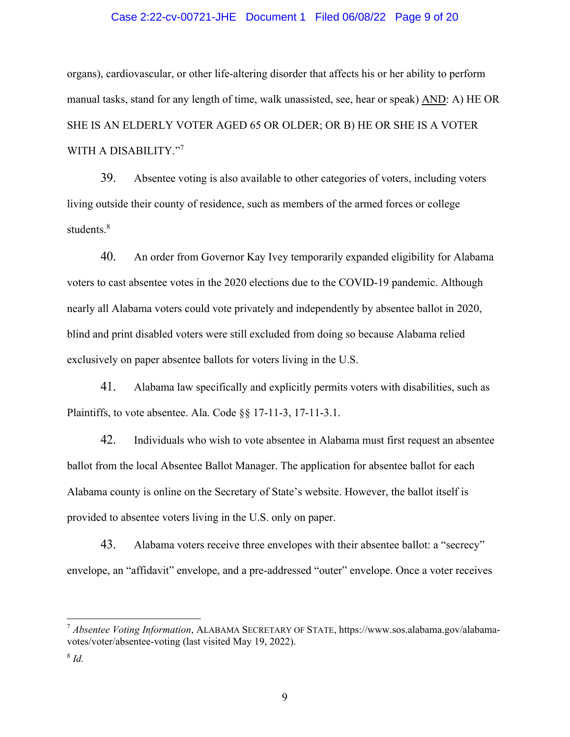organs), cardiovascular, or other life-altering disorder that affects his or her ability to perform manual tasks, stand for any length of time, walk unassisted, see, hear or speak) AND: A) HE OR SHE IS AN ELDERLY VOTER AGED 65 OR OLDER; OR B) HE OR SHE IS A VOTER WITH A DISABILITY."[7]

39. Absentee voting is also available to other categories of voters, including voters living outside their county of residence, such as members of the armed forces or college students.[8]

40. An order from Governor Kay Ivey temporarily expanded eligibility for Alabama voters to cast absentee votes in the 2020 elections due to the COVID-19 pandemic. Although nearly all Alabama voters could vote privately and independently by absentee ballot in 2020, blind and print disabled voters were still excluded from doing so because Alabama relied exclusively on paper absentee ballots for voters living in the U.S.

41. Alabama law specifically and explicitly permits voters with disabilities, such as Plaintiffs, to vote absentee. Ala. Code §§ 17-11-3, 17-11-3.1.

42. Individuals who wish to vote absentee in Alabama must first request an absentee ballot from the local Absentee Ballot Manager. The application for absentee ballot for each Alabama county is online on the Secretary of State's website. However, the ballot itself is provided to absentee voters living in the U.S. only on paper.

43. Alabama voters receive three envelopes with their absentee ballot: a "secrecy" envelope, an "affidavit" envelope, and a pre-addressed "outer" envelope. Once a voter receives

---

[7] *Absentee Voting Information*, ALABAMA SECRETARY OF STATE, https://www.sos.alabama.gov/alabama-votes/voter/absentee-voting (last visited May 19, 2022).

[8] *Id.*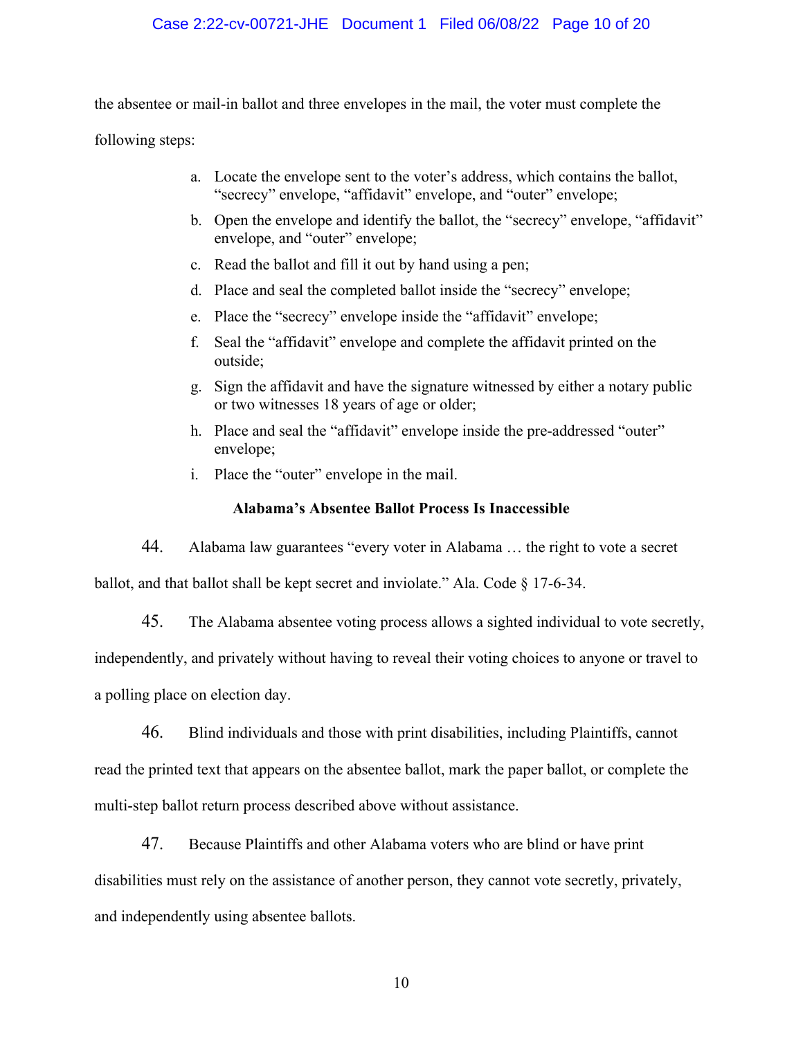the absentee or mail-in ballot and three envelopes in the mail, the voter must complete the following steps:

a. Locate the envelope sent to the voter's address, which contains the ballot, "secrecy" envelope, "affidavit" envelope, and "outer" envelope;

b. Open the envelope and identify the ballot, the "secrecy" envelope, "affidavit" envelope, and "outer" envelope;

c. Read the ballot and fill it out by hand using a pen;

d. Place and seal the completed ballot inside the "secrecy" envelope;

e. Place the "secrecy" envelope inside the "affidavit" envelope;

f. Seal the "affidavit" envelope and complete the affidavit printed on the outside;

g. Sign the affidavit and have the signature witnessed by either a notary public or two witnesses 18 years of age or older;

h. Place and seal the "affidavit" envelope inside the pre-addressed "outer" envelope;

i. Place the "outer" envelope in the mail.

**Alabama's Absentee Ballot Process Is Inaccessible**

44. Alabama law guarantees "every voter in Alabama … the right to vote a secret ballot, and that ballot shall be kept secret and inviolate." Ala. Code § 17-6-34.

45. The Alabama absentee voting process allows a sighted individual to vote secretly, independently, and privately without having to reveal their voting choices to anyone or travel to a polling place on election day.

46. Blind individuals and those with print disabilities, including Plaintiffs, cannot read the printed text that appears on the absentee ballot, mark the paper ballot, or complete the multi-step ballot return process described above without assistance.

47. Because Plaintiffs and other Alabama voters who are blind or have print disabilities must rely on the assistance of another person, they cannot vote secretly, privately, and independently using absentee ballots.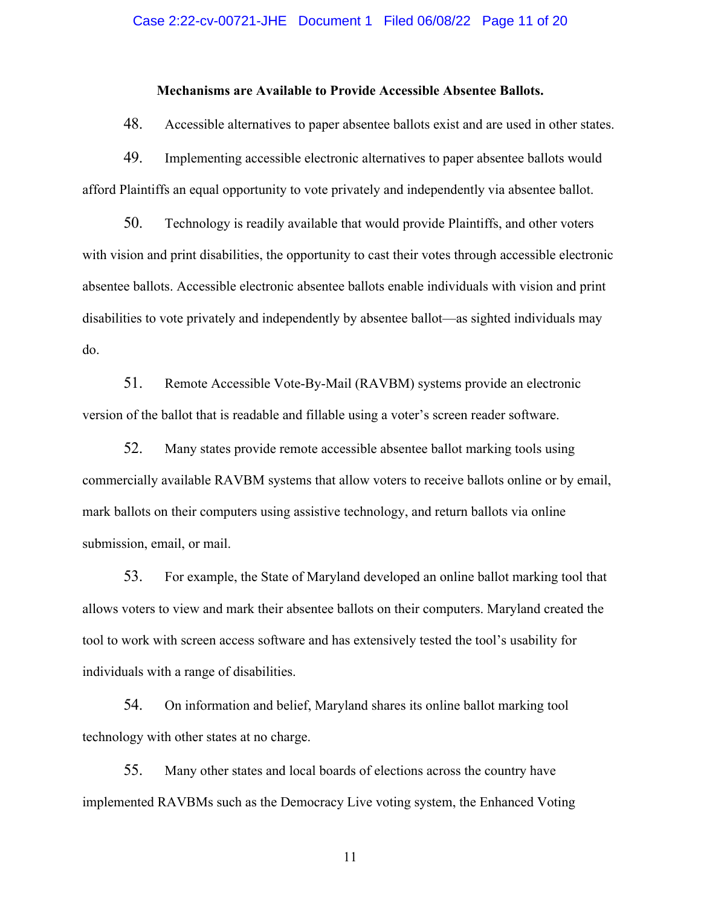**Mechanisms are Available to Provide Accessible Absentee Ballots.**

48. Accessible alternatives to paper absentee ballots exist and are used in other states.

49. Implementing accessible electronic alternatives to paper absentee ballots would afford Plaintiffs an equal opportunity to vote privately and independently via absentee ballot.

50. Technology is readily available that would provide Plaintiffs, and other voters with vision and print disabilities, the opportunity to cast their votes through accessible electronic absentee ballots. Accessible electronic absentee ballots enable individuals with vision and print disabilities to vote privately and independently by absentee ballot—as sighted individuals may do.

51. Remote Accessible Vote-By-Mail (RAVBM) systems provide an electronic version of the ballot that is readable and fillable using a voter's screen reader software.

52. Many states provide remote accessible absentee ballot marking tools using commercially available RAVBM systems that allow voters to receive ballots online or by email, mark ballots on their computers using assistive technology, and return ballots via online submission, email, or mail.

53. For example, the State of Maryland developed an online ballot marking tool that allows voters to view and mark their absentee ballots on their computers. Maryland created the tool to work with screen access software and has extensively tested the tool's usability for individuals with a range of disabilities.

54. On information and belief, Maryland shares its online ballot marking tool technology with other states at no charge.

55. Many other states and local boards of elections across the country have implemented RAVBMs such as the Democracy Live voting system, the Enhanced Voting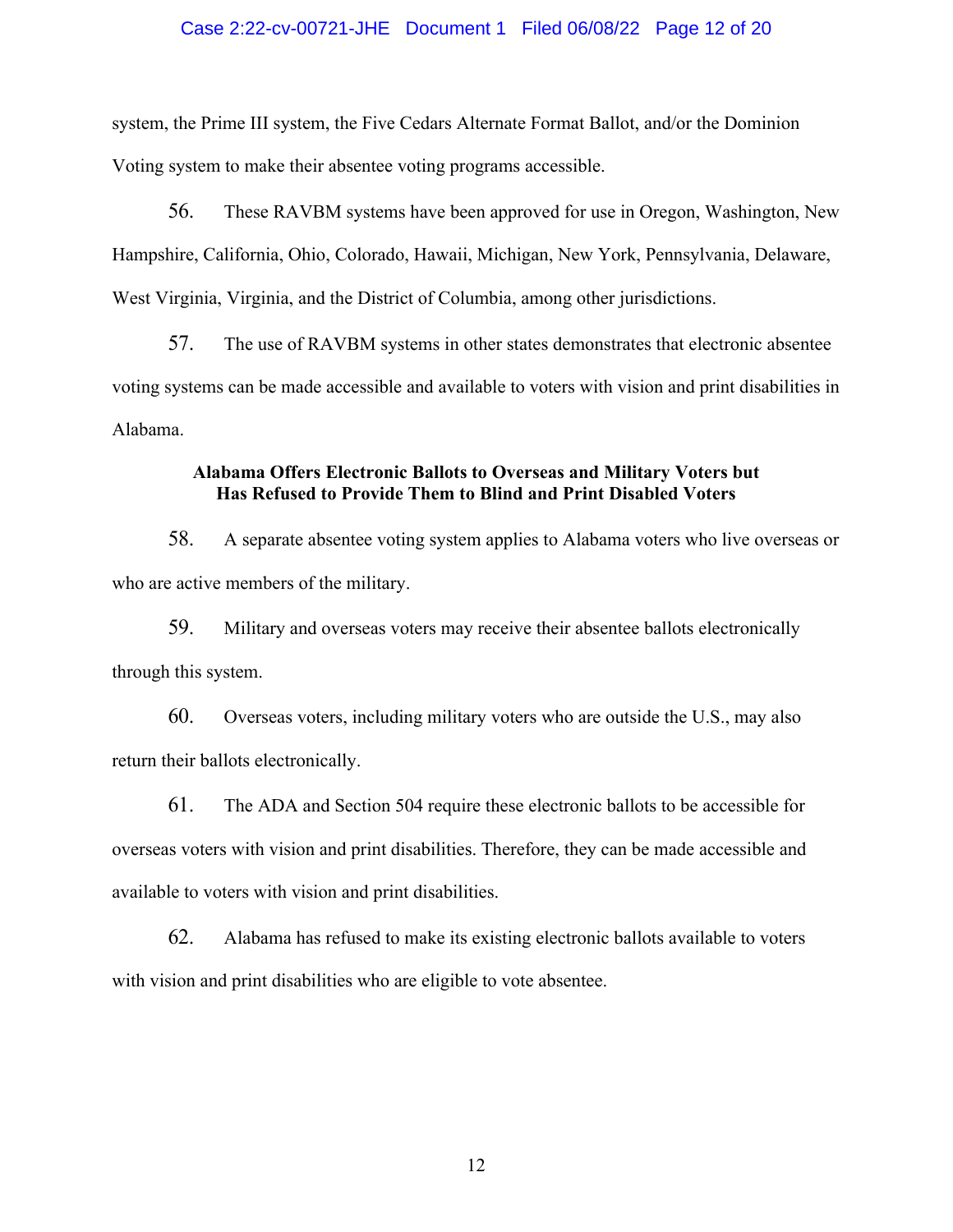system, the Prime III system, the Five Cedars Alternate Format Ballot, and/or the Dominion Voting system to make their absentee voting programs accessible.

56. These RAVBM systems have been approved for use in Oregon, Washington, New Hampshire, California, Ohio, Colorado, Hawaii, Michigan, New York, Pennsylvania, Delaware, West Virginia, Virginia, and the District of Columbia, among other jurisdictions.

57. The use of RAVBM systems in other states demonstrates that electronic absentee voting systems can be made accessible and available to voters with vision and print disabilities in Alabama.

**Alabama Offers Electronic Ballots to Overseas and Military Voters but Has Refused to Provide Them to Blind and Print Disabled Voters**

58. A separate absentee voting system applies to Alabama voters who live overseas or who are active members of the military.

59. Military and overseas voters may receive their absentee ballots electronically through this system.

60. Overseas voters, including military voters who are outside the U.S., may also return their ballots electronically.

61. The ADA and Section 504 require these electronic ballots to be accessible for overseas voters with vision and print disabilities. Therefore, they can be made accessible and available to voters with vision and print disabilities.

62. Alabama has refused to make its existing electronic ballots available to voters with vision and print disabilities who are eligible to vote absentee.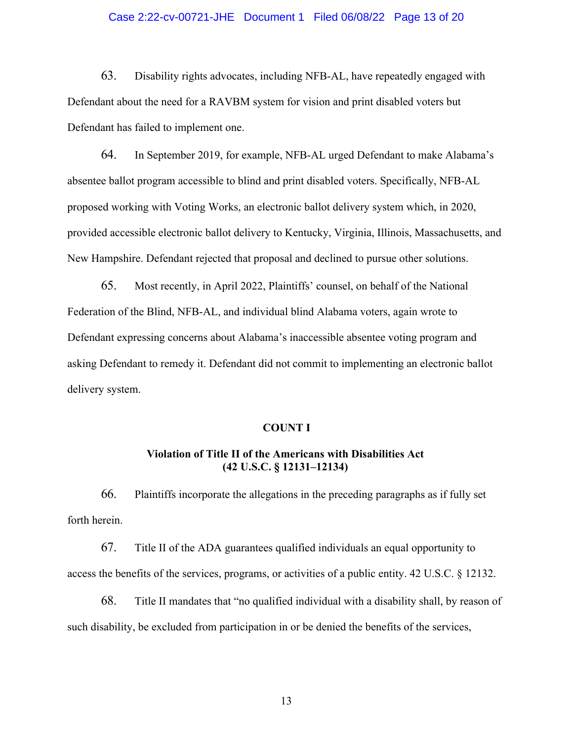63. Disability rights advocates, including NFB-AL, have repeatedly engaged with Defendant about the need for a RAVBM system for vision and print disabled voters but Defendant has failed to implement one.

64. In September 2019, for example, NFB-AL urged Defendant to make Alabama's absentee ballot program accessible to blind and print disabled voters. Specifically, NFB-AL proposed working with Voting Works, an electronic ballot delivery system which, in 2020, provided accessible electronic ballot delivery to Kentucky, Virginia, Illinois, Massachusetts, and New Hampshire. Defendant rejected that proposal and declined to pursue other solutions.

65. Most recently, in April 2022, Plaintiffs' counsel, on behalf of the National Federation of the Blind, NFB-AL, and individual blind Alabama voters, again wrote to Defendant expressing concerns about Alabama's inaccessible absentee voting program and asking Defendant to remedy it. Defendant did not commit to implementing an electronic ballot delivery system.

**COUNT I**

**Violation of Title II of the Americans with Disabilities Act**
**(42 U.S.C. § 12131–12134)**

66. Plaintiffs incorporate the allegations in the preceding paragraphs as if fully set forth herein.

67. Title II of the ADA guarantees qualified individuals an equal opportunity to access the benefits of the services, programs, or activities of a public entity. 42 U.S.C. § 12132.

68. Title II mandates that "no qualified individual with a disability shall, by reason of such disability, be excluded from participation in or be denied the benefits of the services,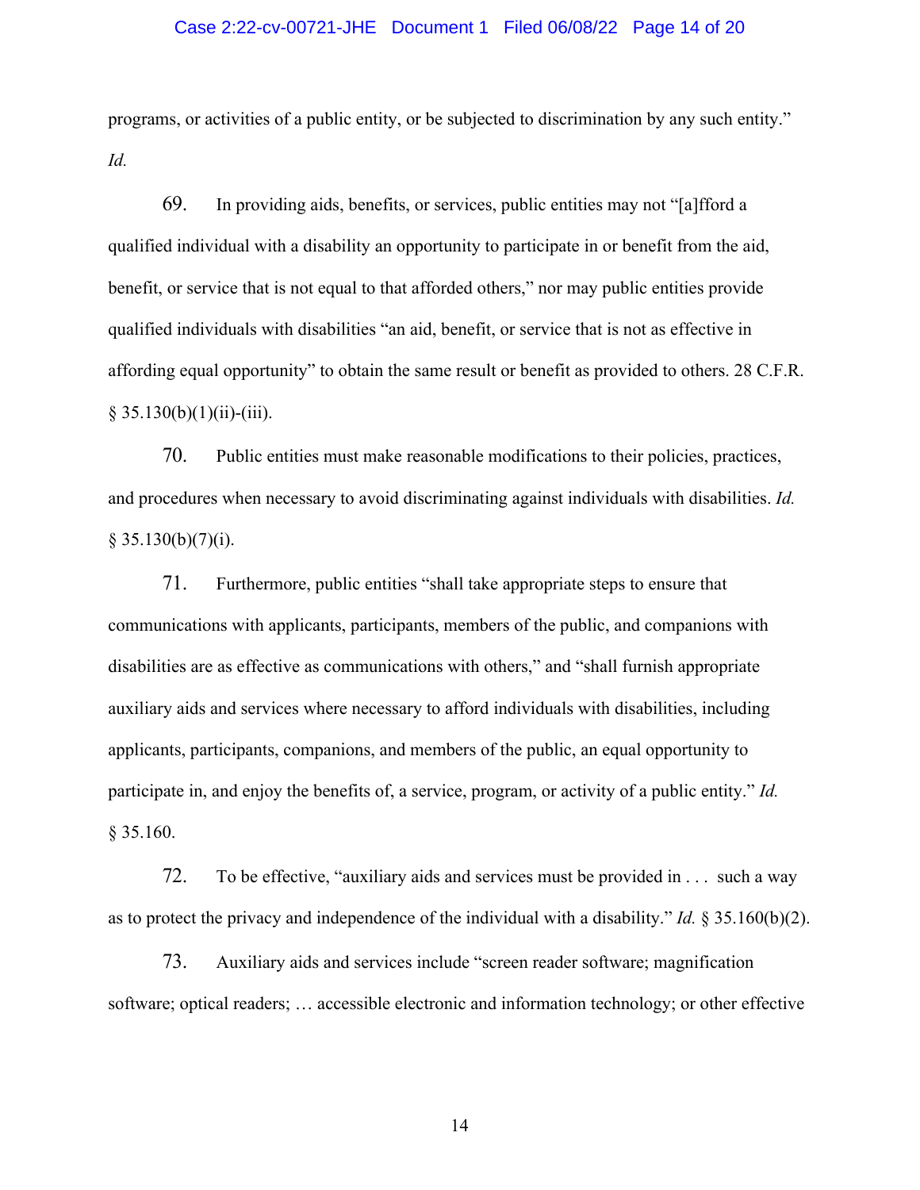programs, or activities of a public entity, or be subjected to discrimination by any such entity." *Id.*

69. In providing aids, benefits, or services, public entities may not "[a]fford a qualified individual with a disability an opportunity to participate in or benefit from the aid, benefit, or service that is not equal to that afforded others," nor may public entities provide qualified individuals with disabilities "an aid, benefit, or service that is not as effective in affording equal opportunity" to obtain the same result or benefit as provided to others. 28 C.F.R. § 35.130(b)(1)(ii)-(iii).

70. Public entities must make reasonable modifications to their policies, practices, and procedures when necessary to avoid discriminating against individuals with disabilities. *Id.* § 35.130(b)(7)(i).

71. Furthermore, public entities "shall take appropriate steps to ensure that communications with applicants, participants, members of the public, and companions with disabilities are as effective as communications with others," and "shall furnish appropriate auxiliary aids and services where necessary to afford individuals with disabilities, including applicants, participants, companions, and members of the public, an equal opportunity to participate in, and enjoy the benefits of, a service, program, or activity of a public entity." *Id.* § 35.160.

72. To be effective, "auxiliary aids and services must be provided in . . . such a way as to protect the privacy and independence of the individual with a disability." *Id.* § 35.160(b)(2).

73. Auxiliary aids and services include "screen reader software; magnification software; optical readers; … accessible electronic and information technology; or other effective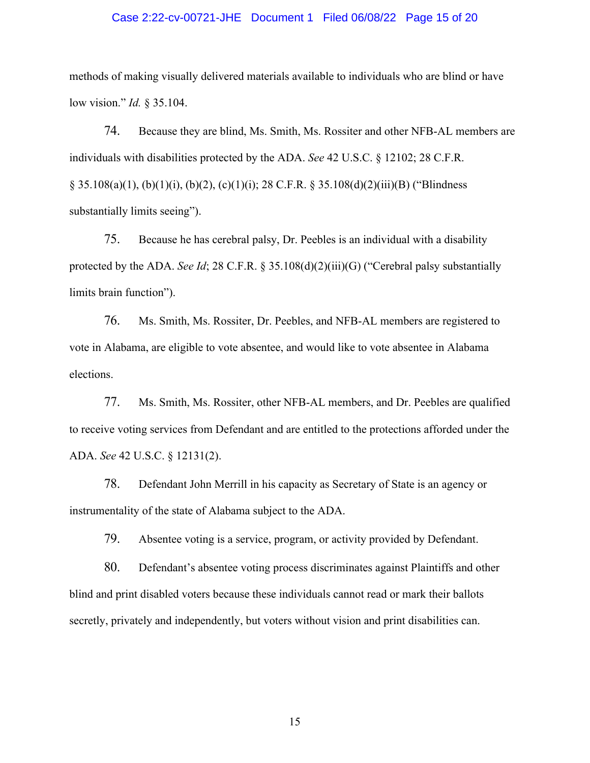methods of making visually delivered materials available to individuals who are blind or have low vision." *Id.* § 35.104.

74. Because they are blind, Ms. Smith, Ms. Rossiter and other NFB-AL members are individuals with disabilities protected by the ADA. *See* 42 U.S.C. § 12102; 28 C.F.R. § 35.108(a)(1), (b)(1)(i), (b)(2), (c)(1)(i); 28 C.F.R. § 35.108(d)(2)(iii)(B) ("Blindness substantially limits seeing").

75. Because he has cerebral palsy, Dr. Peebles is an individual with a disability protected by the ADA. *See Id*; 28 C.F.R. § 35.108(d)(2)(iii)(G) ("Cerebral palsy substantially limits brain function").

76. Ms. Smith, Ms. Rossiter, Dr. Peebles, and NFB-AL members are registered to vote in Alabama, are eligible to vote absentee, and would like to vote absentee in Alabama elections.

77. Ms. Smith, Ms. Rossiter, other NFB-AL members, and Dr. Peebles are qualified to receive voting services from Defendant and are entitled to the protections afforded under the ADA. *See* 42 U.S.C. § 12131(2).

78. Defendant John Merrill in his capacity as Secretary of State is an agency or instrumentality of the state of Alabama subject to the ADA.

79. Absentee voting is a service, program, or activity provided by Defendant.

80. Defendant's absentee voting process discriminates against Plaintiffs and other blind and print disabled voters because these individuals cannot read or mark their ballots secretly, privately and independently, but voters without vision and print disabilities can.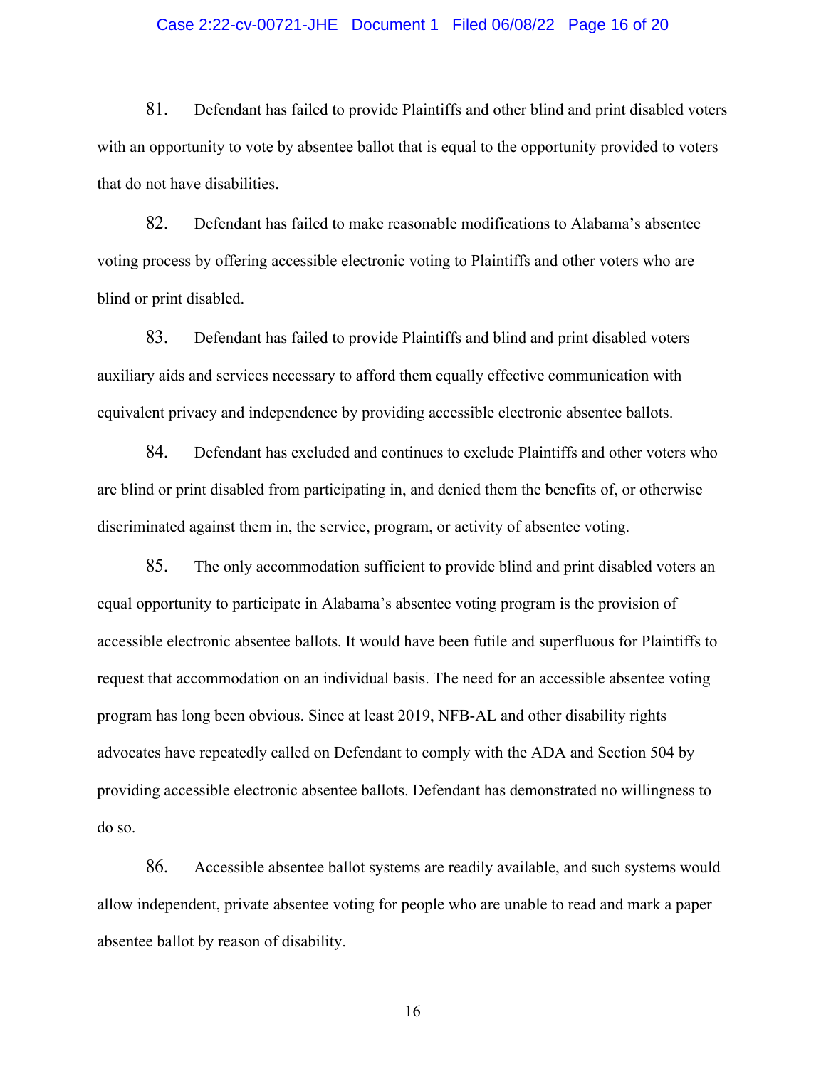81. Defendant has failed to provide Plaintiffs and other blind and print disabled voters with an opportunity to vote by absentee ballot that is equal to the opportunity provided to voters that do not have disabilities.

82. Defendant has failed to make reasonable modifications to Alabama's absentee voting process by offering accessible electronic voting to Plaintiffs and other voters who are blind or print disabled.

83. Defendant has failed to provide Plaintiffs and blind and print disabled voters auxiliary aids and services necessary to afford them equally effective communication with equivalent privacy and independence by providing accessible electronic absentee ballots.

84. Defendant has excluded and continues to exclude Plaintiffs and other voters who are blind or print disabled from participating in, and denied them the benefits of, or otherwise discriminated against them in, the service, program, or activity of absentee voting.

85. The only accommodation sufficient to provide blind and print disabled voters an equal opportunity to participate in Alabama's absentee voting program is the provision of accessible electronic absentee ballots. It would have been futile and superfluous for Plaintiffs to request that accommodation on an individual basis. The need for an accessible absentee voting program has long been obvious. Since at least 2019, NFB-AL and other disability rights advocates have repeatedly called on Defendant to comply with the ADA and Section 504 by providing accessible electronic absentee ballots. Defendant has demonstrated no willingness to do so.

86. Accessible absentee ballot systems are readily available, and such systems would allow independent, private absentee voting for people who are unable to read and mark a paper absentee ballot by reason of disability.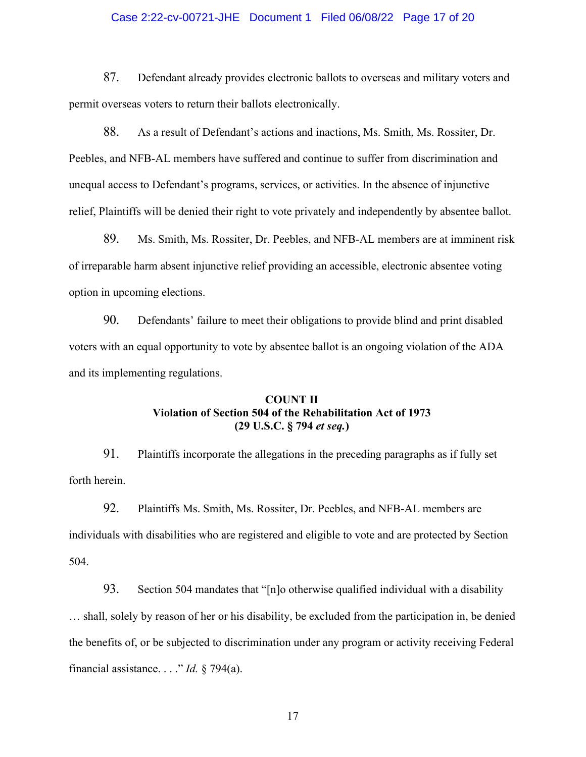87. Defendant already provides electronic ballots to overseas and military voters and permit overseas voters to return their ballots electronically.

88. As a result of Defendant's actions and inactions, Ms. Smith, Ms. Rossiter, Dr. Peebles, and NFB-AL members have suffered and continue to suffer from discrimination and unequal access to Defendant's programs, services, or activities. In the absence of injunctive relief, Plaintiffs will be denied their right to vote privately and independently by absentee ballot.

89. Ms. Smith, Ms. Rossiter, Dr. Peebles, and NFB-AL members are at imminent risk of irreparable harm absent injunctive relief providing an accessible, electronic absentee voting option in upcoming elections.

90. Defendants' failure to meet their obligations to provide blind and print disabled voters with an equal opportunity to vote by absentee ballot is an ongoing violation of the ADA and its implementing regulations.

**COUNT II**
**Violation of Section 504 of the Rehabilitation Act of 1973**
**(29 U.S.C. § 794 *et seq.*)**

91. Plaintiffs incorporate the allegations in the preceding paragraphs as if fully set forth herein.

92. Plaintiffs Ms. Smith, Ms. Rossiter, Dr. Peebles, and NFB-AL members are individuals with disabilities who are registered and eligible to vote and are protected by Section 504.

93. Section 504 mandates that "[n]o otherwise qualified individual with a disability … shall, solely by reason of her or his disability, be excluded from the participation in, be denied the benefits of, or be subjected to discrimination under any program or activity receiving Federal financial assistance. . . ." *Id.* § 794(a).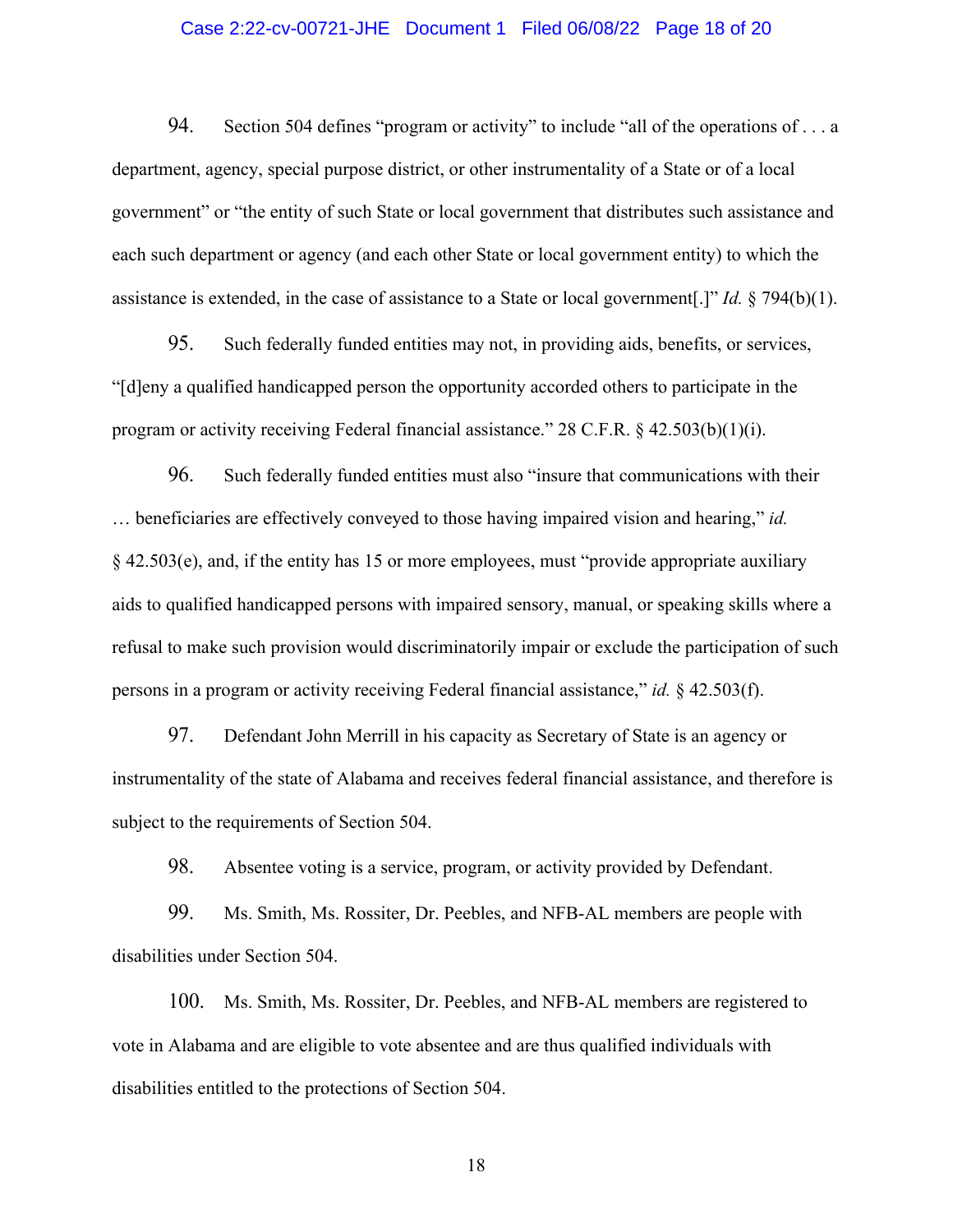94. Section 504 defines "program or activity" to include "all of the operations of . . . a department, agency, special purpose district, or other instrumentality of a State or of a local government" or "the entity of such State or local government that distributes such assistance and each such department or agency (and each other State or local government entity) to which the assistance is extended, in the case of assistance to a State or local government[.]" *Id.* § 794(b)(1).

95. Such federally funded entities may not, in providing aids, benefits, or services, "[d]eny a qualified handicapped person the opportunity accorded others to participate in the program or activity receiving Federal financial assistance." 28 C.F.R. § 42.503(b)(1)(i).

96. Such federally funded entities must also "insure that communications with their … beneficiaries are effectively conveyed to those having impaired vision and hearing," *id.* § 42.503(e), and, if the entity has 15 or more employees, must "provide appropriate auxiliary aids to qualified handicapped persons with impaired sensory, manual, or speaking skills where a refusal to make such provision would discriminatorily impair or exclude the participation of such persons in a program or activity receiving Federal financial assistance," *id.* § 42.503(f).

97. Defendant John Merrill in his capacity as Secretary of State is an agency or instrumentality of the state of Alabama and receives federal financial assistance, and therefore is subject to the requirements of Section 504.

98. Absentee voting is a service, program, or activity provided by Defendant.

99. Ms. Smith, Ms. Rossiter, Dr. Peebles, and NFB-AL members are people with disabilities under Section 504.

100. Ms. Smith, Ms. Rossiter, Dr. Peebles, and NFB-AL members are registered to vote in Alabama and are eligible to vote absentee and are thus qualified individuals with disabilities entitled to the protections of Section 504.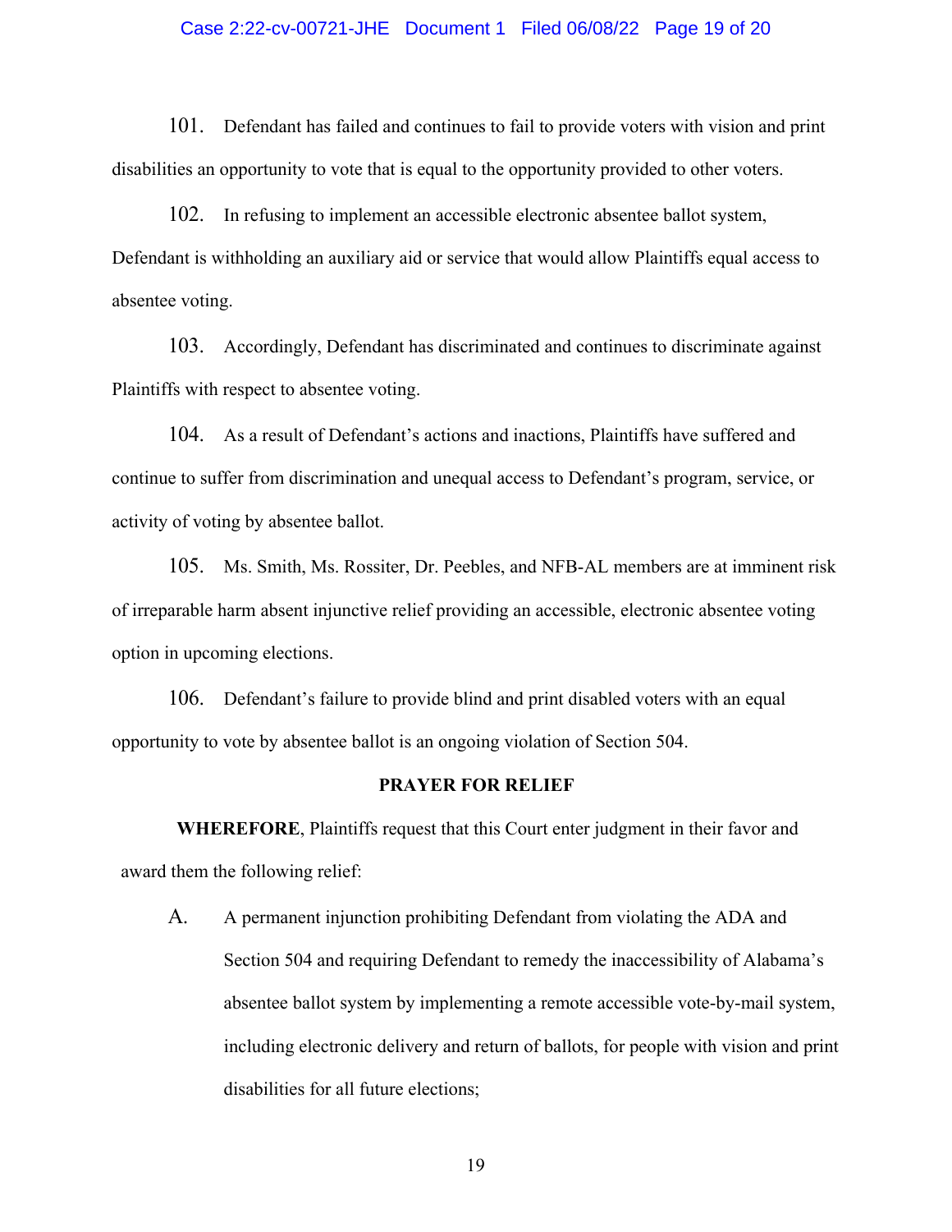101. Defendant has failed and continues to fail to provide voters with vision and print disabilities an opportunity to vote that is equal to the opportunity provided to other voters.

102. In refusing to implement an accessible electronic absentee ballot system, Defendant is withholding an auxiliary aid or service that would allow Plaintiffs equal access to absentee voting.

103. Accordingly, Defendant has discriminated and continues to discriminate against Plaintiffs with respect to absentee voting.

104. As a result of Defendant's actions and inactions, Plaintiffs have suffered and continue to suffer from discrimination and unequal access to Defendant's program, service, or activity of voting by absentee ballot.

105. Ms. Smith, Ms. Rossiter, Dr. Peebles, and NFB-AL members are at imminent risk of irreparable harm absent injunctive relief providing an accessible, electronic absentee voting option in upcoming elections.

106. Defendant's failure to provide blind and print disabled voters with an equal opportunity to vote by absentee ballot is an ongoing violation of Section 504.

**PRAYER FOR RELIEF**

**WHEREFORE**, Plaintiffs request that this Court enter judgment in their favor and award them the following relief:

A. A permanent injunction prohibiting Defendant from violating the ADA and Section 504 and requiring Defendant to remedy the inaccessibility of Alabama's absentee ballot system by implementing a remote accessible vote-by-mail system, including electronic delivery and return of ballots, for people with vision and print disabilities for all future elections;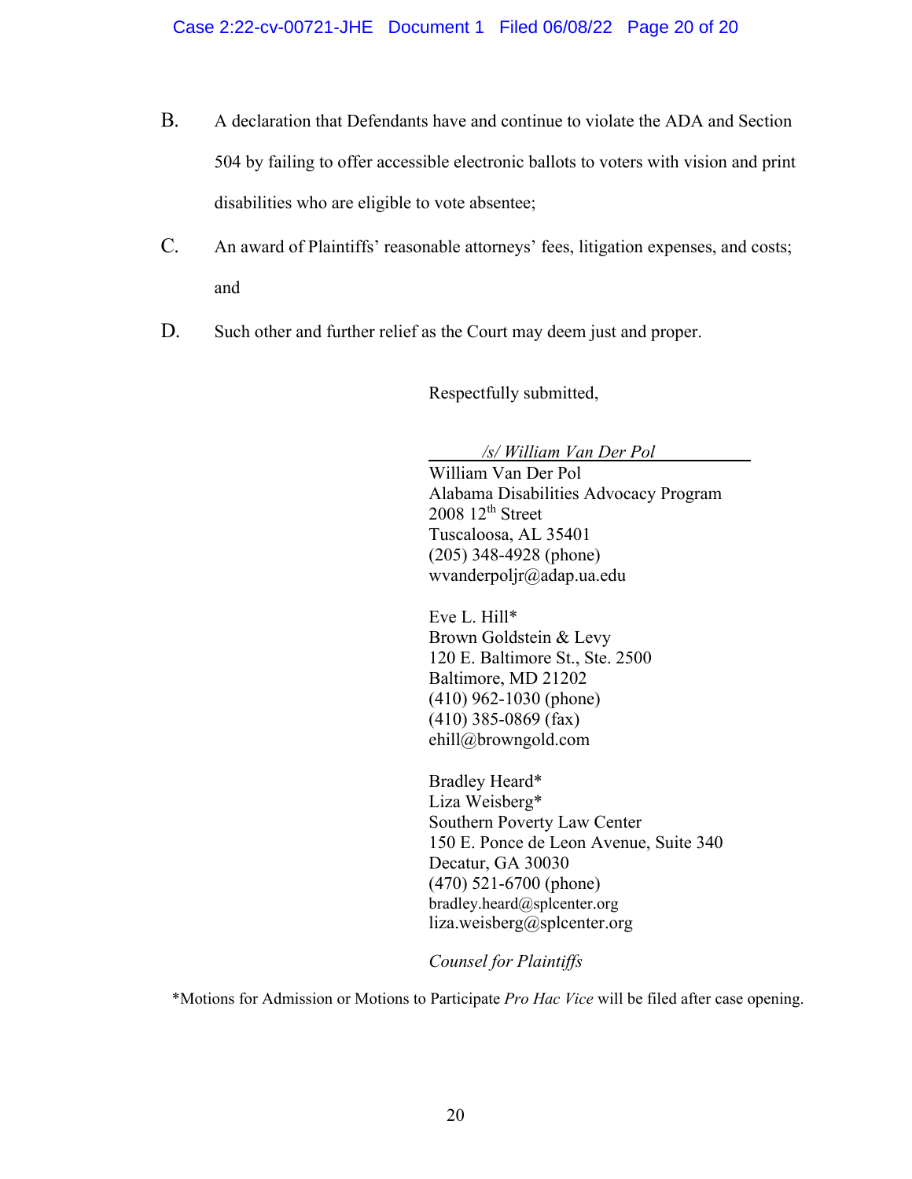B. A declaration that Defendants have and continue to violate the ADA and Section 504 by failing to offer accessible electronic ballots to voters with vision and print disabilities who are eligible to vote absentee;

C. An award of Plaintiffs' reasonable attorneys' fees, litigation expenses, and costs; and

D. Such other and further relief as the Court may deem just and proper.

Respectfully submitted,

*/s/ William Van Der Pol*
William Van Der Pol
Alabama Disabilities Advocacy Program
2008 12th Street
Tuscaloosa, AL 35401
(205) 348-4928 (phone)
wvanderpoljr@adap.ua.edu

Eve L. Hill*
Brown Goldstein & Levy
120 E. Baltimore St., Ste. 2500
Baltimore, MD 21202
(410) 962-1030 (phone)
(410) 385-0869 (fax)
ehill@browngold.com

Bradley Heard*
Liza Weisberg*
Southern Poverty Law Center
150 E. Ponce de Leon Avenue, Suite 340
Decatur, GA 30030
(470) 521-6700 (phone)
bradley.heard@splcenter.org
liza.weisberg@splcenter.org

*Counsel for Plaintiffs*

*Motions for Admission or Motions to Participate *Pro Hac Vice* will be filed after case opening.